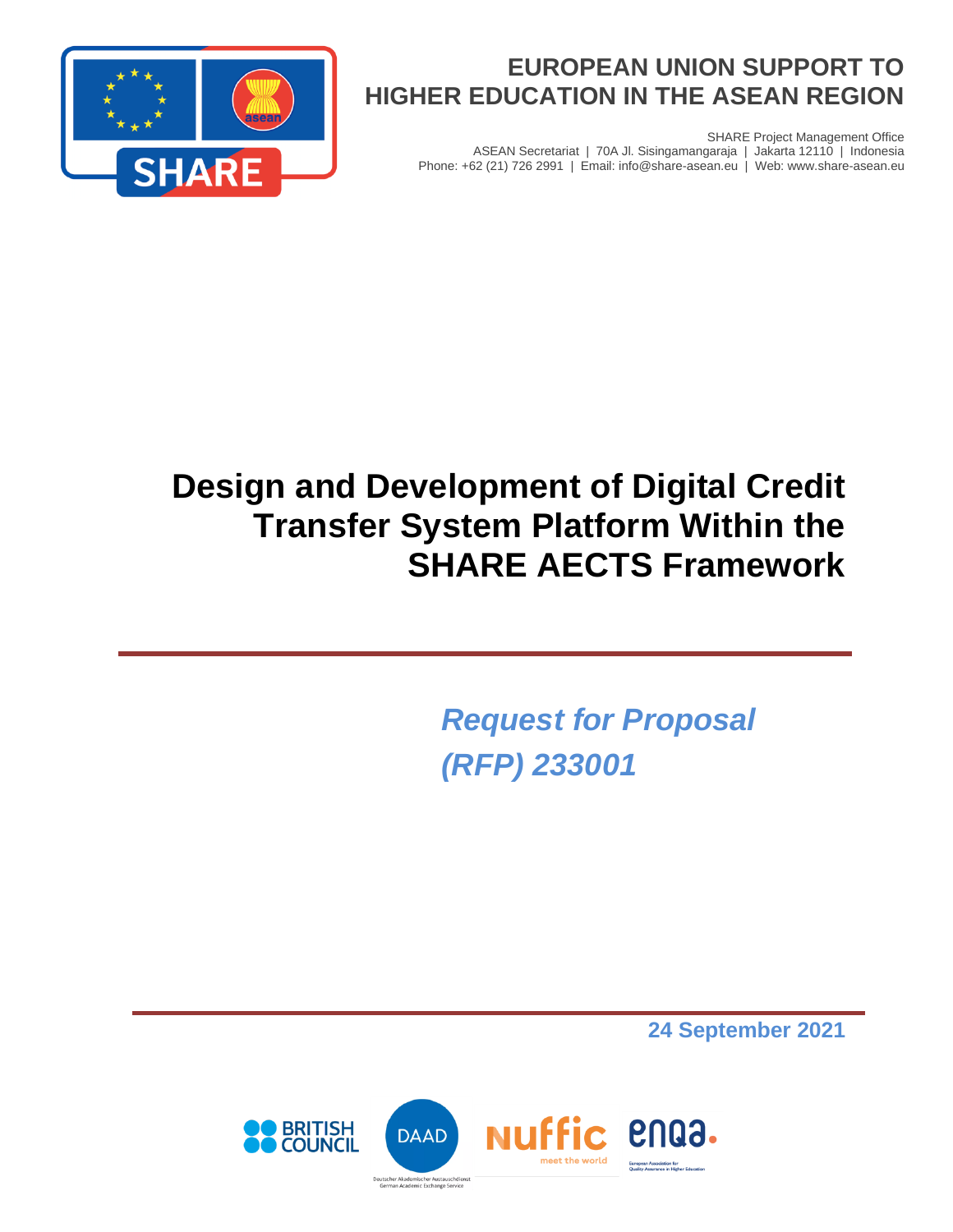# EUROPEAN UNION SUPPORT TO HIGHER EDUCATION IN THE ASEAN REGION

SHARE Project Management Office
ASEAN Secretariat | 70A Jl. Sisingamangaraja | Jakarta 12110 | Indonesia
Phone: +62 (21) 726 2991 | Email: info@share-asean.eu | Web: www.share-asean.eu

# Design and Development of Digital Credit Transfer System Platform Within the SHARE AECTS Framework

*Request for Proposal (RFP) 233001*

**24 September 2021**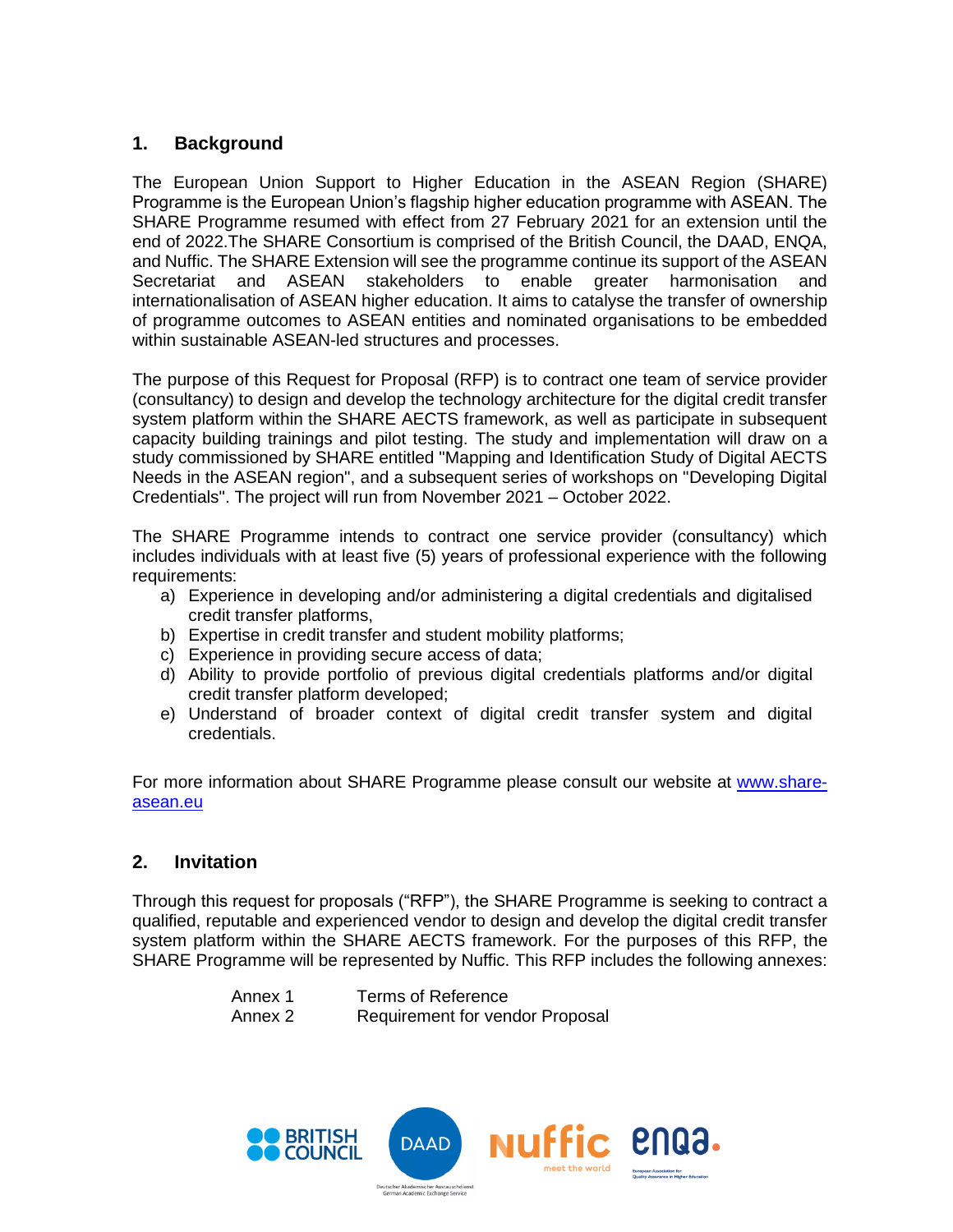## 1. Background

The European Union Support to Higher Education in the ASEAN Region (SHARE) Programme is the European Union's flagship higher education programme with ASEAN. The SHARE Programme resumed with effect from 27 February 2021 for an extension until the end of 2022.The SHARE Consortium is comprised of the British Council, the DAAD, ENQA, and Nuffic. The SHARE Extension will see the programme continue its support of the ASEAN Secretariat and ASEAN stakeholders to enable greater harmonisation and internationalisation of ASEAN higher education. It aims to catalyse the transfer of ownership of programme outcomes to ASEAN entities and nominated organisations to be embedded within sustainable ASEAN-led structures and processes.

The purpose of this Request for Proposal (RFP) is to contract one team of service provider (consultancy) to design and develop the technology architecture for the digital credit transfer system platform within the SHARE AECTS framework, as well as participate in subsequent capacity building trainings and pilot testing. The study and implementation will draw on a study commissioned by SHARE entitled "Mapping and Identification Study of Digital AECTS Needs in the ASEAN region", and a subsequent series of workshops on "Developing Digital Credentials". The project will run from November 2021 – October 2022.

The SHARE Programme intends to contract one service provider (consultancy) which includes individuals with at least five (5) years of professional experience with the following requirements:

a) Experience in developing and/or administering a digital credentials and digitalised credit transfer platforms,
b) Expertise in credit transfer and student mobility platforms;
c) Experience in providing secure access of data;
d) Ability to provide portfolio of previous digital credentials platforms and/or digital credit transfer platform developed;
e) Understand of broader context of digital credit transfer system and digital credentials.

For more information about SHARE Programme please consult our website at www.share-asean.eu

## 2. Invitation

Through this request for proposals ("RFP"), the SHARE Programme is seeking to contract a qualified, reputable and experienced vendor to design and develop the digital credit transfer system platform within the SHARE AECTS framework. For the purposes of this RFP, the SHARE Programme will be represented by Nuffic. This RFP includes the following annexes:

| | |
|---|---|
| Annex 1 | Terms of Reference |
| Annex 2 | Requirement for vendor Proposal |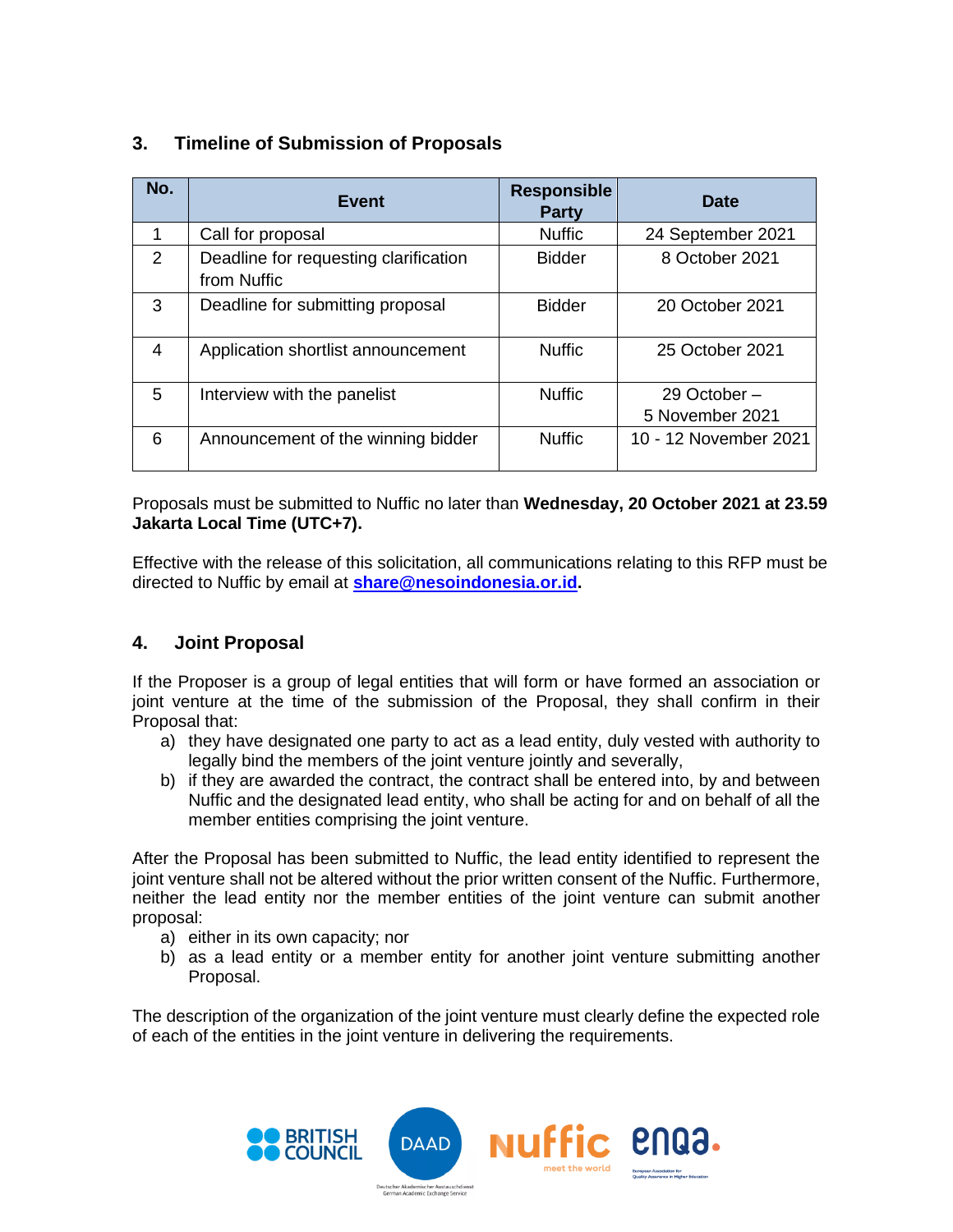## 3. Timeline of Submission of Proposals

| No. | Event | Responsible Party | Date |
|---|---|---|---|
| 1 | Call for proposal | Nuffic | 24 September 2021 |
| 2 | Deadline for requesting clarification from Nuffic | Bidder | 8 October 2021 |
| 3 | Deadline for submitting proposal | Bidder | 20 October 2021 |
| 4 | Application shortlist announcement | Nuffic | 25 October 2021 |
| 5 | Interview with the panelist | Nuffic | 29 October – 5 November 2021 |
| 6 | Announcement of the winning bidder | Nuffic | 10 - 12 November 2021 |

Proposals must be submitted to Nuffic no later than **Wednesday, 20 October 2021 at 23.59 Jakarta Local Time (UTC+7).**

Effective with the release of this solicitation, all communications relating to this RFP must be directed to Nuffic by email at **share@nesoindonesia.or.id**.

## 4. Joint Proposal

If the Proposer is a group of legal entities that will form or have formed an association or joint venture at the time of the submission of the Proposal, they shall confirm in their Proposal that:

a) they have designated one party to act as a lead entity, duly vested with authority to legally bind the members of the joint venture jointly and severally,
b) if they are awarded the contract, the contract shall be entered into, by and between Nuffic and the designated lead entity, who shall be acting for and on behalf of all the member entities comprising the joint venture.

After the Proposal has been submitted to Nuffic, the lead entity identified to represent the joint venture shall not be altered without the prior written consent of the Nuffic. Furthermore, neither the lead entity nor the member entities of the joint venture can submit another proposal:

a) either in its own capacity; nor
b) as a lead entity or a member entity for another joint venture submitting another Proposal.

The description of the organization of the joint venture must clearly define the expected role of each of the entities in the joint venture in delivering the requirements.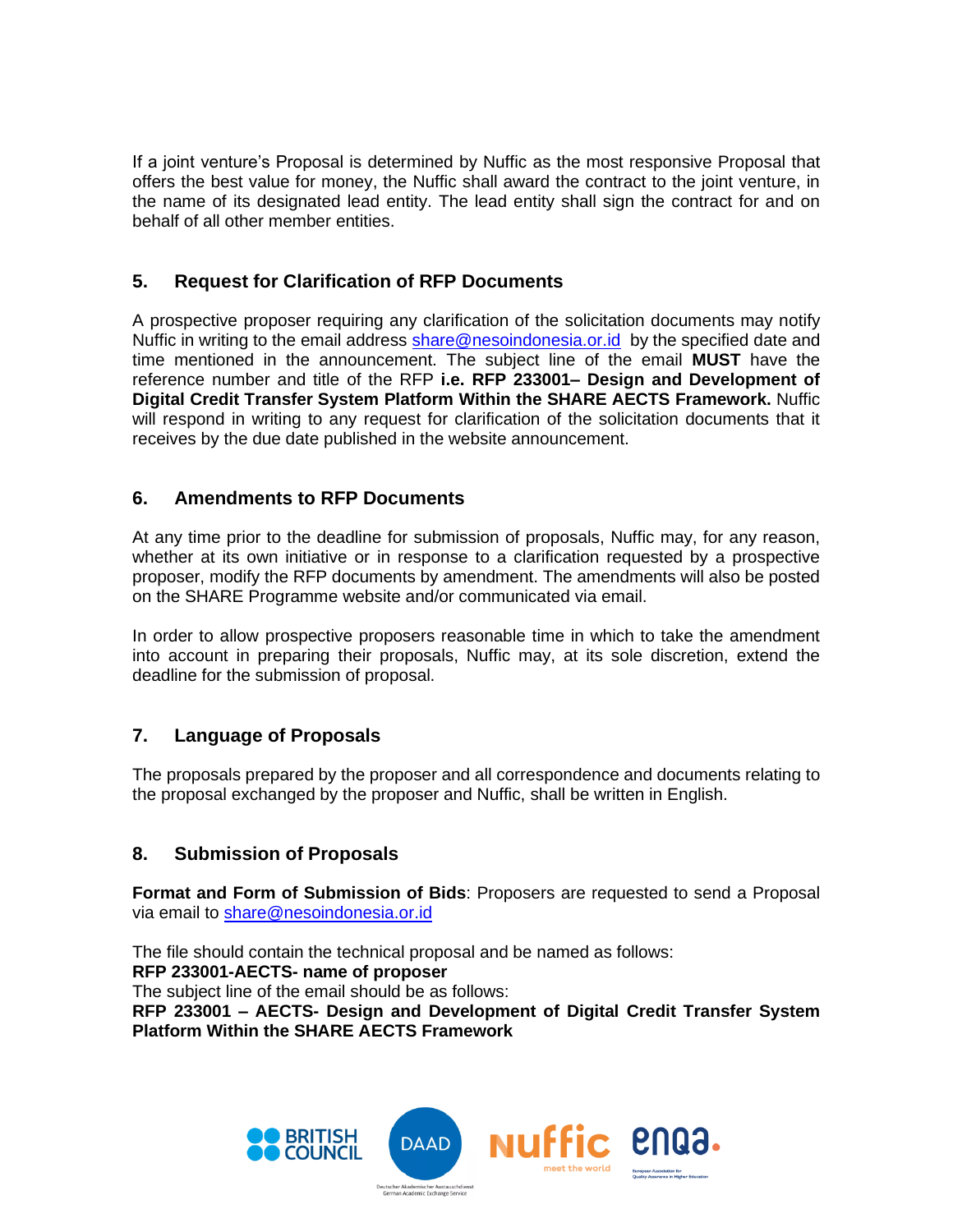If a joint venture's Proposal is determined by Nuffic as the most responsive Proposal that offers the best value for money, the Nuffic shall award the contract to the joint venture, in the name of its designated lead entity. The lead entity shall sign the contract for and on behalf of all other member entities.

## 5. Request for Clarification of RFP Documents

A prospective proposer requiring any clarification of the solicitation documents may notify Nuffic in writing to the email address share@nesoindonesia.or.id by the specified date and time mentioned in the announcement. The subject line of the email **MUST** have the reference number and title of the RFP **i.e. RFP 233001– Design and Development of Digital Credit Transfer System Platform Within the SHARE AECTS Framework.** Nuffic will respond in writing to any request for clarification of the solicitation documents that it receives by the due date published in the website announcement.

## 6. Amendments to RFP Documents

At any time prior to the deadline for submission of proposals, Nuffic may, for any reason, whether at its own initiative or in response to a clarification requested by a prospective proposer, modify the RFP documents by amendment. The amendments will also be posted on the SHARE Programme website and/or communicated via email.

In order to allow prospective proposers reasonable time in which to take the amendment into account in preparing their proposals, Nuffic may, at its sole discretion, extend the deadline for the submission of proposal.

## 7. Language of Proposals

The proposals prepared by the proposer and all correspondence and documents relating to the proposal exchanged by the proposer and Nuffic, shall be written in English.

## 8. Submission of Proposals

**Format and Form of Submission of Bids**: Proposers are requested to send a Proposal via email to share@nesoindonesia.or.id

The file should contain the technical proposal and be named as follows:
**RFP 233001-AECTS- name of proposer**
The subject line of the email should be as follows:
**RFP 233001 – AECTS- Design and Development of Digital Credit Transfer System Platform Within the SHARE AECTS Framework**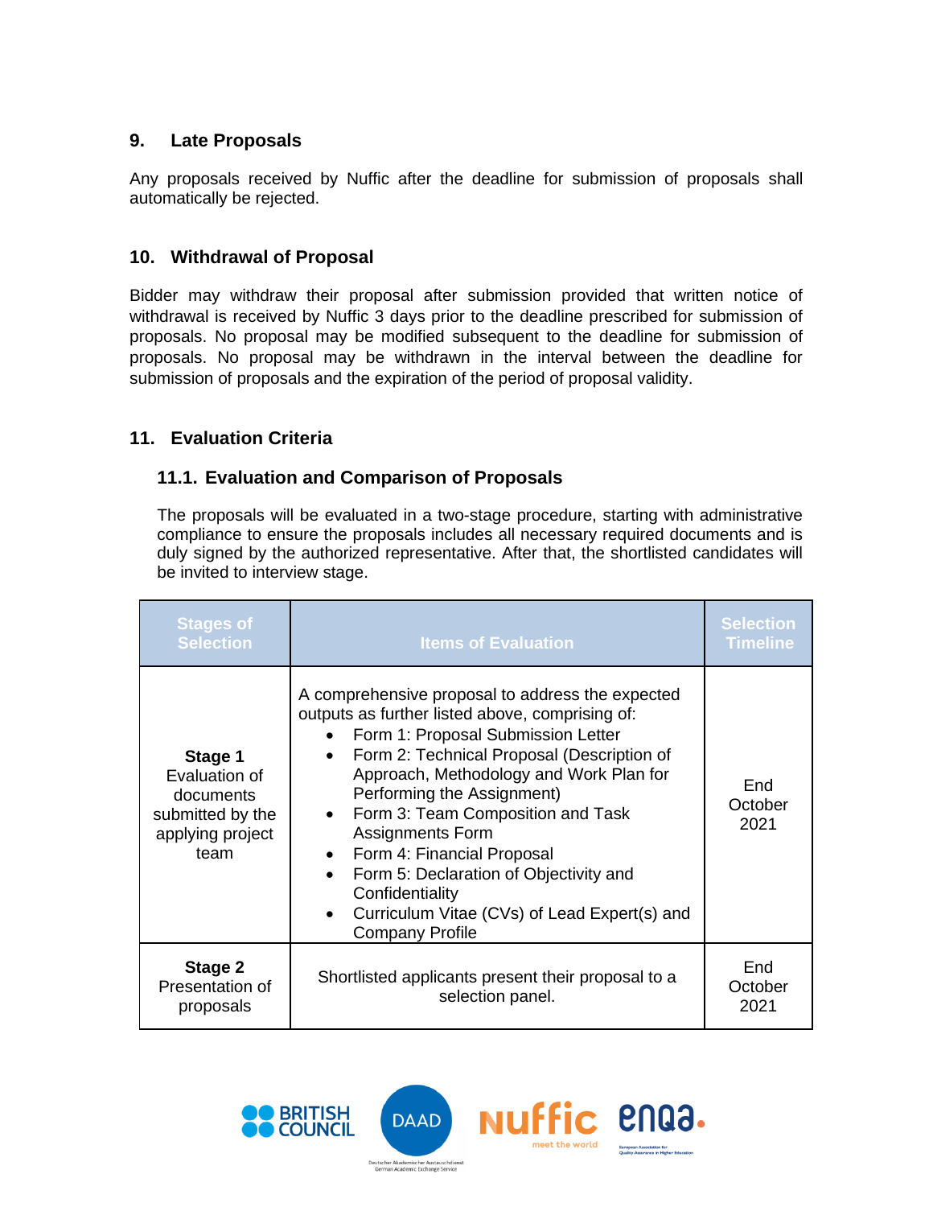## 9. Late Proposals

Any proposals received by Nuffic after the deadline for submission of proposals shall automatically be rejected.

## 10. Withdrawal of Proposal

Bidder may withdraw their proposal after submission provided that written notice of withdrawal is received by Nuffic 3 days prior to the deadline prescribed for submission of proposals. No proposal may be modified subsequent to the deadline for submission of proposals. No proposal may be withdrawn in the interval between the deadline for submission of proposals and the expiration of the period of proposal validity.

## 11. Evaluation Criteria

### 11.1. Evaluation and Comparison of Proposals

The proposals will be evaluated in a two-stage procedure, starting with administrative compliance to ensure the proposals includes all necessary required documents and is duly signed by the authorized representative. After that, the shortlisted candidates will be invited to interview stage.

| Stages of Selection | Items of Evaluation | Selection Timeline |
|---|---|---|
| **Stage 1** Evaluation of documents submitted by the applying project team | A comprehensive proposal to address the expected outputs as further listed above, comprising of:<br>• Form 1: Proposal Submission Letter<br>• Form 2: Technical Proposal (Description of Approach, Methodology and Work Plan for Performing the Assignment)<br>• Form 3: Team Composition and Task Assignments Form<br>• Form 4: Financial Proposal<br>• Form 5: Declaration of Objectivity and Confidentiality<br>• Curriculum Vitae (CVs) of Lead Expert(s) and Company Profile | End October 2021 |
| **Stage 2** Presentation of proposals | Shortlisted applicants present their proposal to a selection panel. | End October 2021 |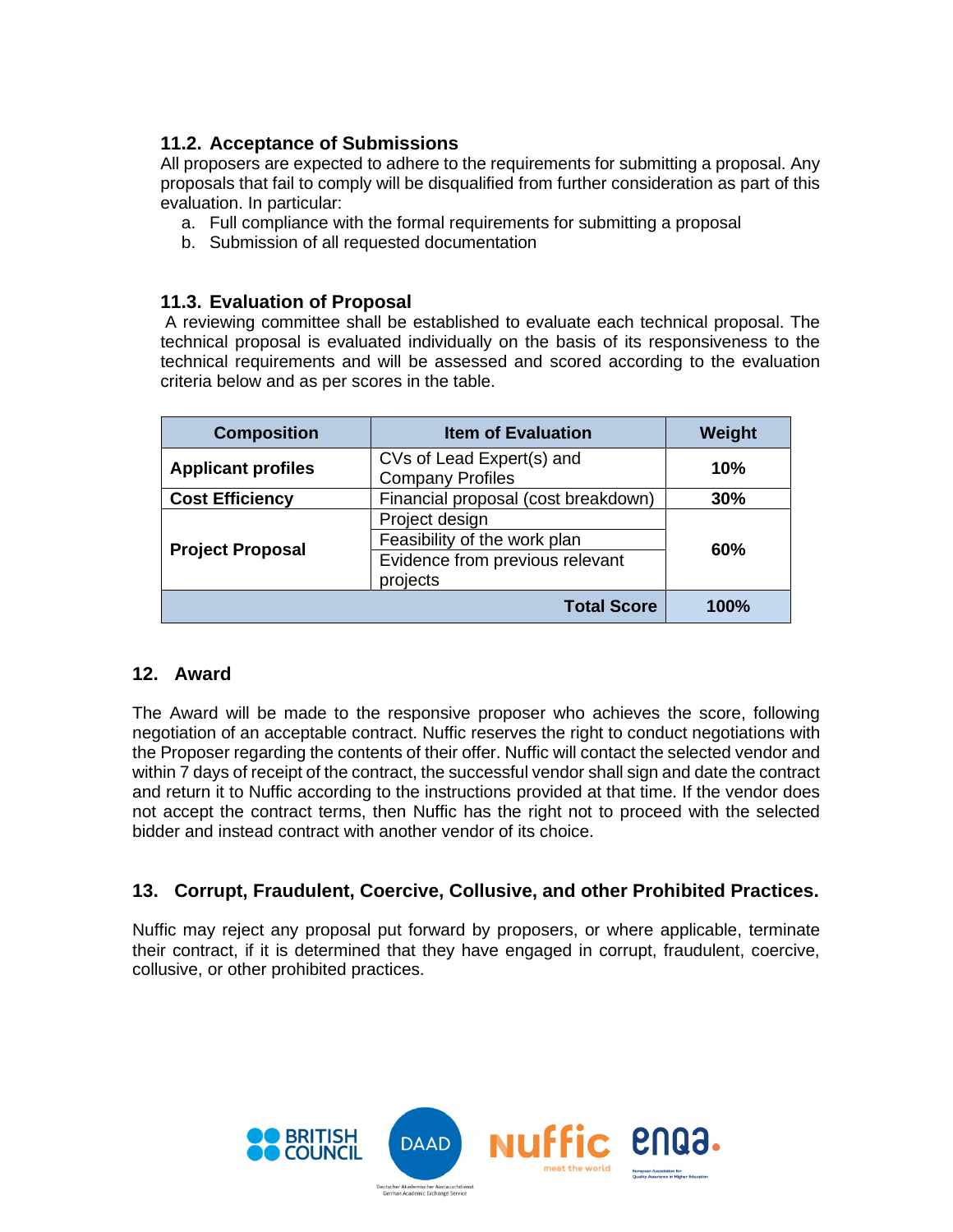### 11.2. Acceptance of Submissions

All proposers are expected to adhere to the requirements for submitting a proposal. Any proposals that fail to comply will be disqualified from further consideration as part of this evaluation. In particular:

a. Full compliance with the formal requirements for submitting a proposal
b. Submission of all requested documentation

### 11.3. Evaluation of Proposal

A reviewing committee shall be established to evaluate each technical proposal. The technical proposal is evaluated individually on the basis of its responsiveness to the technical requirements and will be assessed and scored according to the evaluation criteria below and as per scores in the table.

| Composition | Item of Evaluation | Weight |
|---|---|---|
| **Applicant profiles** | CVs of Lead Expert(s) and Company Profiles | **10%** |
| **Cost Efficiency** | Financial proposal (cost breakdown) | **30%** |
| **Project Proposal** | Project design | **60%** |
| | Feasibility of the work plan | |
| | Evidence from previous relevant projects | |
| | **Total Score** | **100%** |

## 12. Award

The Award will be made to the responsive proposer who achieves the score, following negotiation of an acceptable contract. Nuffic reserves the right to conduct negotiations with the Proposer regarding the contents of their offer. Nuffic will contact the selected vendor and within 7 days of receipt of the contract, the successful vendor shall sign and date the contract and return it to Nuffic according to the instructions provided at that time. If the vendor does not accept the contract terms, then Nuffic has the right not to proceed with the selected bidder and instead contract with another vendor of its choice.

## 13. Corrupt, Fraudulent, Coercive, Collusive, and other Prohibited Practices.

Nuffic may reject any proposal put forward by proposers, or where applicable, terminate their contract, if it is determined that they have engaged in corrupt, fraudulent, coercive, collusive, or other prohibited practices.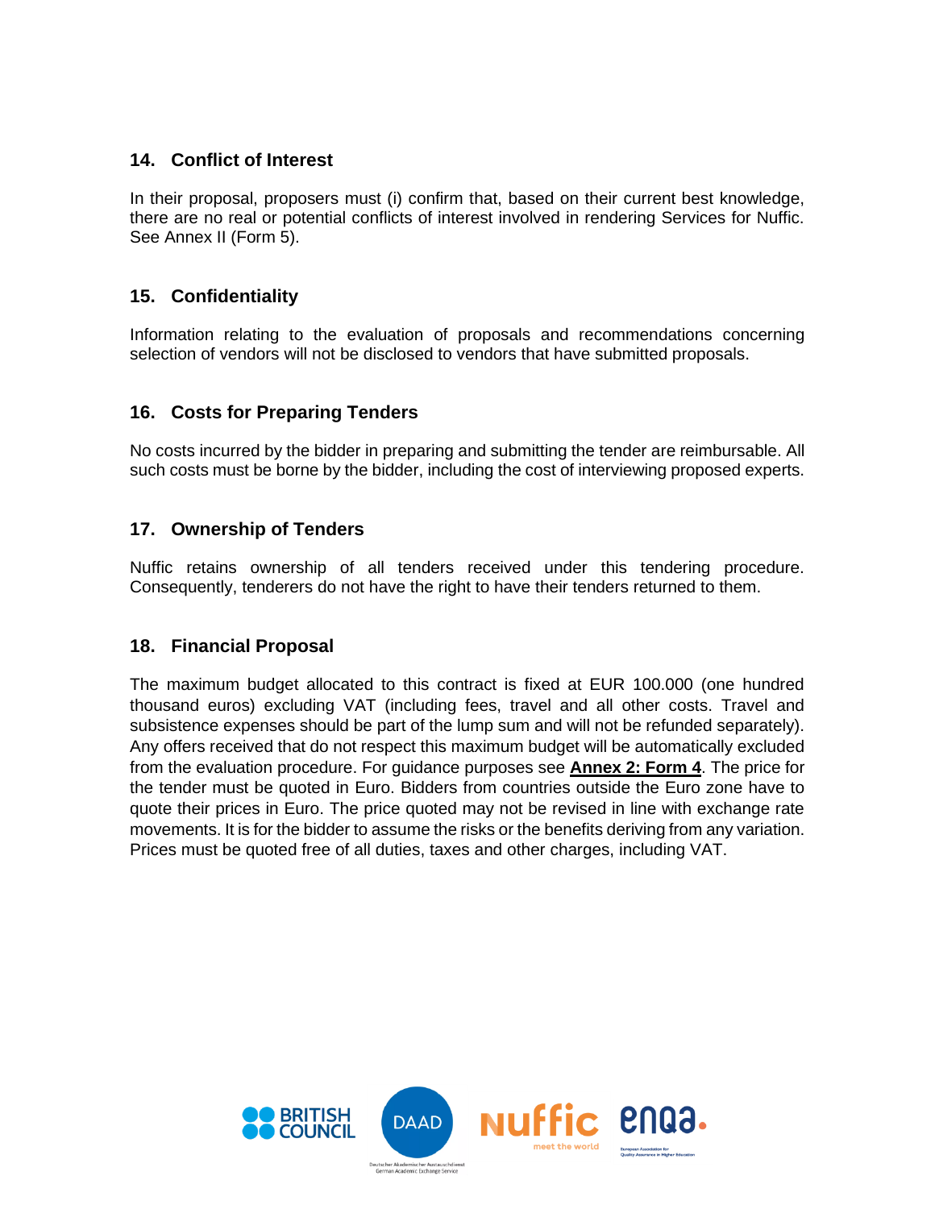## 14. Conflict of Interest

In their proposal, proposers must (i) confirm that, based on their current best knowledge, there are no real or potential conflicts of interest involved in rendering Services for Nuffic. See Annex II (Form 5).

## 15. Confidentiality

Information relating to the evaluation of proposals and recommendations concerning selection of vendors will not be disclosed to vendors that have submitted proposals.

## 16. Costs for Preparing Tenders

No costs incurred by the bidder in preparing and submitting the tender are reimbursable. All such costs must be borne by the bidder, including the cost of interviewing proposed experts.

## 17. Ownership of Tenders

Nuffic retains ownership of all tenders received under this tendering procedure. Consequently, tenderers do not have the right to have their tenders returned to them.

## 18. Financial Proposal

The maximum budget allocated to this contract is fixed at EUR 100.000 (one hundred thousand euros) excluding VAT (including fees, travel and all other costs. Travel and subsistence expenses should be part of the lump sum and will not be refunded separately). Any offers received that do not respect this maximum budget will be automatically excluded from the evaluation procedure. For guidance purposes see **Annex 2: Form 4**. The price for the tender must be quoted in Euro. Bidders from countries outside the Euro zone have to quote their prices in Euro. The price quoted may not be revised in line with exchange rate movements. It is for the bidder to assume the risks or the benefits deriving from any variation. Prices must be quoted free of all duties, taxes and other charges, including VAT.